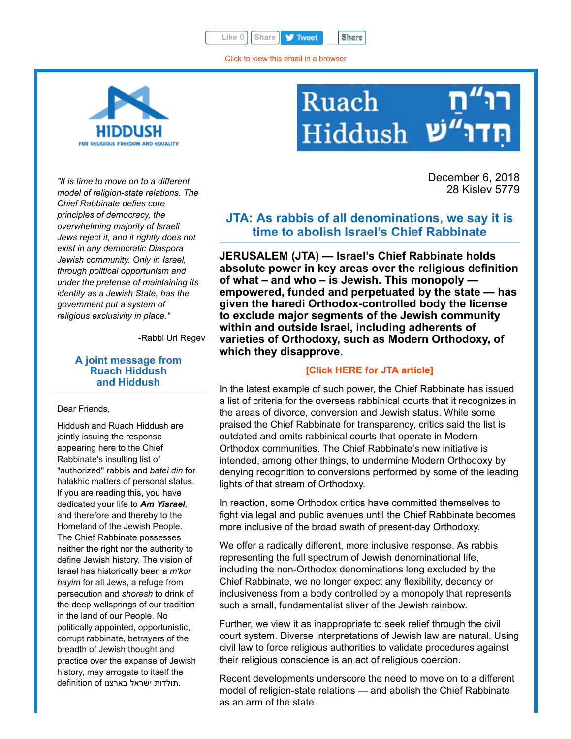Like 0 | Share | Tweet | Share

Click to view this email in a browser

HIDDUSH
FOR RELIGIOUS FREEDOM AND EQUALITY

Ruach Hiddush רו"ח חִדו"ש

December 6, 2018
28 Kislev 5779

*"It is time to move on to a different model of religion-state relations. The Chief Rabbinate defies core principles of democracy, the overwhelming majority of Israeli Jews reject it, and it rightly does not exist in any democratic Diaspora Jewish community. Only in Israel, through political opportunism and under the pretense of maintaining its identity as a Jewish State, has the government put a system of religious exclusivity in place."*

-Rabbi Uri Regev

### A joint message from Ruach Hiddush and Hiddush

Dear Friends,

Hiddush and Ruach Hiddush are jointly issuing the response appearing here to the Chief Rabbinate's insulting list of "authorized" rabbis and *batei din* for halakhic matters of personal status. If you are reading this, you have dedicated your life to ***Am Yisrael***, and therefore and thereby to the Homeland of the Jewish People. The Chief Rabbinate possesses neither the right nor the authority to define Jewish history. The vision of Israel has historically been a *m'kor hayim* for all Jews, a refuge from persecution and *shoresh* to drink of the deep wellsprings of our tradition in the land of our People. No politically appointed, opportunistic, corrupt rabbinate, betrayers of the breadth of Jewish thought and practice over the expanse of Jewish history, may arrogate to itself the definition of תולדות ישראל בארצנו.

## JTA: As rabbis of all denominations, we say it is time to abolish Israel's Chief Rabbinate

**JERUSALEM (JTA) — Israel's Chief Rabbinate holds absolute power in key areas over the religious definition of what – and who – is Jewish. This monopoly — empowered, funded and perpetuated by the state — has given the haredi Orthodox-controlled body the license to exclude major segments of the Jewish community within and outside Israel, including adherents of varieties of Orthodoxy, such as Modern Orthodoxy, of which they disapprove.**

**[Click HERE for JTA article]**

In the latest example of such power, the Chief Rabbinate has issued a list of criteria for the overseas rabbinical courts that it recognizes in the areas of divorce, conversion and Jewish status. While some praised the Chief Rabbinate for transparency, critics said the list is outdated and omits rabbinical courts that operate in Modern Orthodox communities. The Chief Rabbinate's new initiative is intended, among other things, to undermine Modern Orthodoxy by denying recognition to conversions performed by some of the leading lights of that stream of Orthodoxy.

In reaction, some Orthodox critics have committed themselves to fight via legal and public avenues until the Chief Rabbinate becomes more inclusive of the broad swath of present-day Orthodoxy.

We offer a radically different, more inclusive response. As rabbis representing the full spectrum of Jewish denominational life, including the non-Orthodox denominations long excluded by the Chief Rabbinate, we no longer expect any flexibility, decency or inclusiveness from a body controlled by a monopoly that represents such a small, fundamentalist sliver of the Jewish rainbow.

Further, we view it as inappropriate to seek relief through the civil court system. Diverse interpretations of Jewish law are natural. Using civil law to force religious authorities to validate procedures against their religious conscience is an act of religious coercion.

Recent developments underscore the need to move on to a different model of religion-state relations — and abolish the Chief Rabbinate as an arm of the state.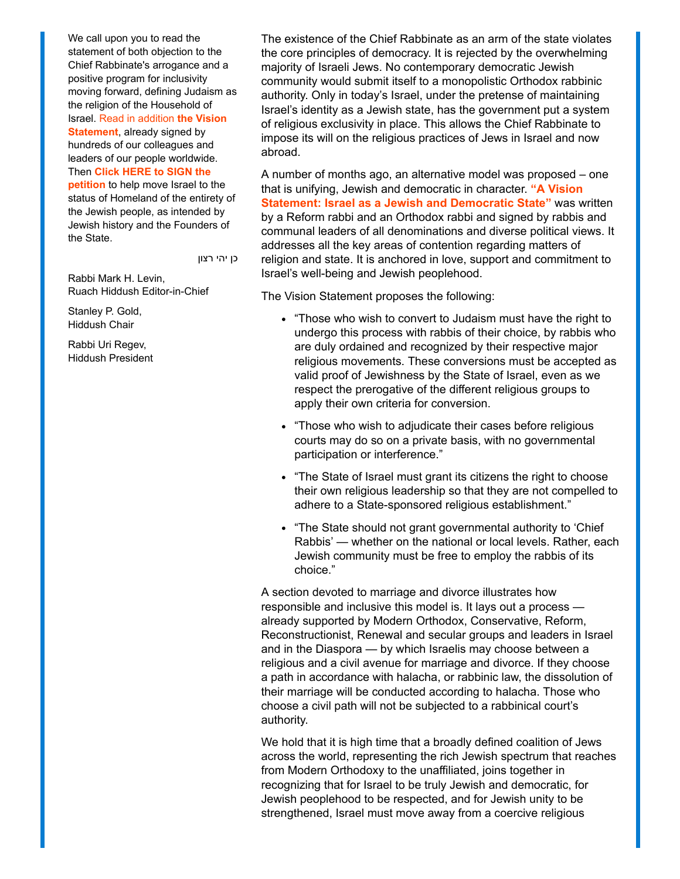We call upon you to read the statement of both objection to the Chief Rabbinate's arrogance and a positive program for inclusivity moving forward, defining Judaism as the religion of the Household of Israel. Read in addition **the Vision Statement**, already signed by hundreds of our colleagues and leaders of our people worldwide. Then **Click HERE to SIGN the petition** to help move Israel to the status of Homeland of the entirety of the Jewish people, as intended by Jewish history and the Founders of the State.

כן יהי רצון

Rabbi Mark H. Levin,
Ruach Hiddush Editor-in-Chief

Stanley P. Gold,
Hiddush Chair

Rabbi Uri Regev,
Hiddush President

The existence of the Chief Rabbinate as an arm of the state violates the core principles of democracy. It is rejected by the overwhelming majority of Israeli Jews. No contemporary democratic Jewish community would submit itself to a monopolistic Orthodox rabbinic authority. Only in today's Israel, under the pretense of maintaining Israel's identity as a Jewish state, has the government put a system of religious exclusivity in place. This allows the Chief Rabbinate to impose its will on the religious practices of Jews in Israel and now abroad.

A number of months ago, an alternative model was proposed – one that is unifying, Jewish and democratic in character. **"A Vision Statement: Israel as a Jewish and Democratic State"** was written by a Reform rabbi and an Orthodox rabbi and signed by rabbis and communal leaders of all denominations and diverse political views. It addresses all the key areas of contention regarding matters of religion and state. It is anchored in love, support and commitment to Israel's well-being and Jewish peoplehood.

The Vision Statement proposes the following:

- "Those who wish to convert to Judaism must have the right to undergo this process with rabbis of their choice, by rabbis who are duly ordained and recognized by their respective major religious movements. These conversions must be accepted as valid proof of Jewishness by the State of Israel, even as we respect the prerogative of the different religious groups to apply their own criteria for conversion.
- "Those who wish to adjudicate their cases before religious courts may do so on a private basis, with no governmental participation or interference."
- "The State of Israel must grant its citizens the right to choose their own religious leadership so that they are not compelled to adhere to a State-sponsored religious establishment."
- "The State should not grant governmental authority to 'Chief Rabbis' — whether on the national or local levels. Rather, each Jewish community must be free to employ the rabbis of its choice."

A section devoted to marriage and divorce illustrates how responsible and inclusive this model is. It lays out a process — already supported by Modern Orthodox, Conservative, Reform, Reconstructionist, Renewal and secular groups and leaders in Israel and in the Diaspora — by which Israelis may choose between a religious and a civil avenue for marriage and divorce. If they choose a path in accordance with halacha, or rabbinic law, the dissolution of their marriage will be conducted according to halacha. Those who choose a civil path will not be subjected to a rabbinical court's authority.

We hold that it is high time that a broadly defined coalition of Jews across the world, representing the rich Jewish spectrum that reaches from Modern Orthodoxy to the unaffiliated, joins together in recognizing that for Israel to be truly Jewish and democratic, for Jewish peoplehood to be respected, and for Jewish unity to be strengthened, Israel must move away from a coercive religious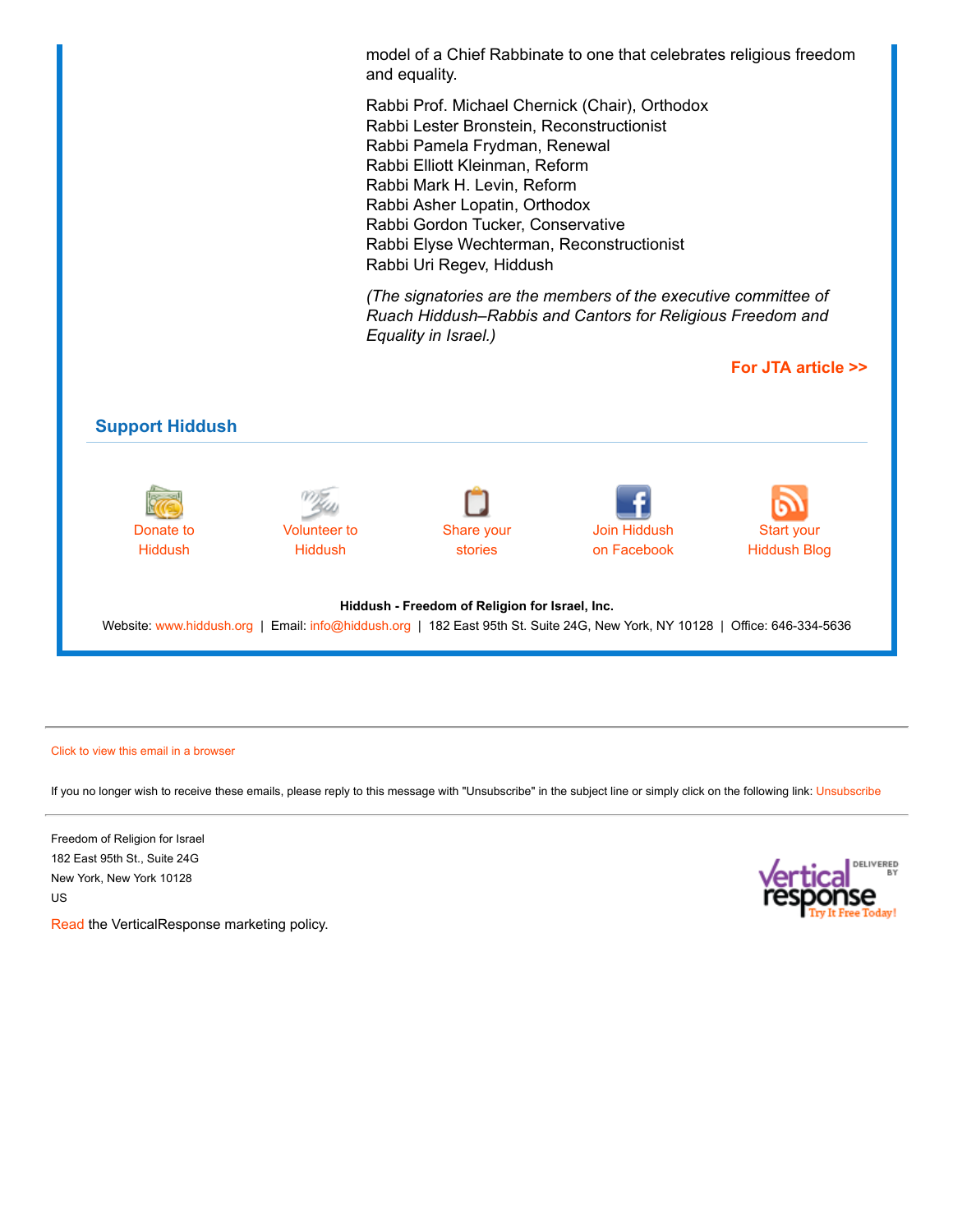model of a Chief Rabbinate to one that celebrates religious freedom and equality.

Rabbi Prof. Michael Chernick (Chair), Orthodox
Rabbi Lester Bronstein, Reconstructionist
Rabbi Pamela Frydman, Renewal
Rabbi Elliott Kleinman, Reform
Rabbi Mark H. Levin, Reform
Rabbi Asher Lopatin, Orthodox
Rabbi Gordon Tucker, Conservative
Rabbi Elyse Wechterman, Reconstructionist
Rabbi Uri Regev, Hiddush

*(The signatories are the members of the executive committee of Ruach Hiddush–Rabbis and Cantors for Religious Freedom and Equality in Israel.)*

**For JTA article >>**

## Support Hiddush

Donate to Hiddush | Volunteer to Hiddush | Share your stories | Join Hiddush on Facebook | Start your Hiddush Blog

**Hiddush - Freedom of Religion for Israel, Inc.**
Website: www.hiddush.org | Email: info@hiddush.org | 182 East 95th St. Suite 24G, New York, NY 10128 | Office: 646-334-5636

Click to view this email in a browser

If you no longer wish to receive these emails, please reply to this message with "Unsubscribe" in the subject line or simply click on the following link: Unsubscribe

Freedom of Religion for Israel
182 East 95th St., Suite 24G
New York, New York 10128
US

Read the VerticalResponse marketing policy.

Vertical response DELIVERED BY Try It Free Today!